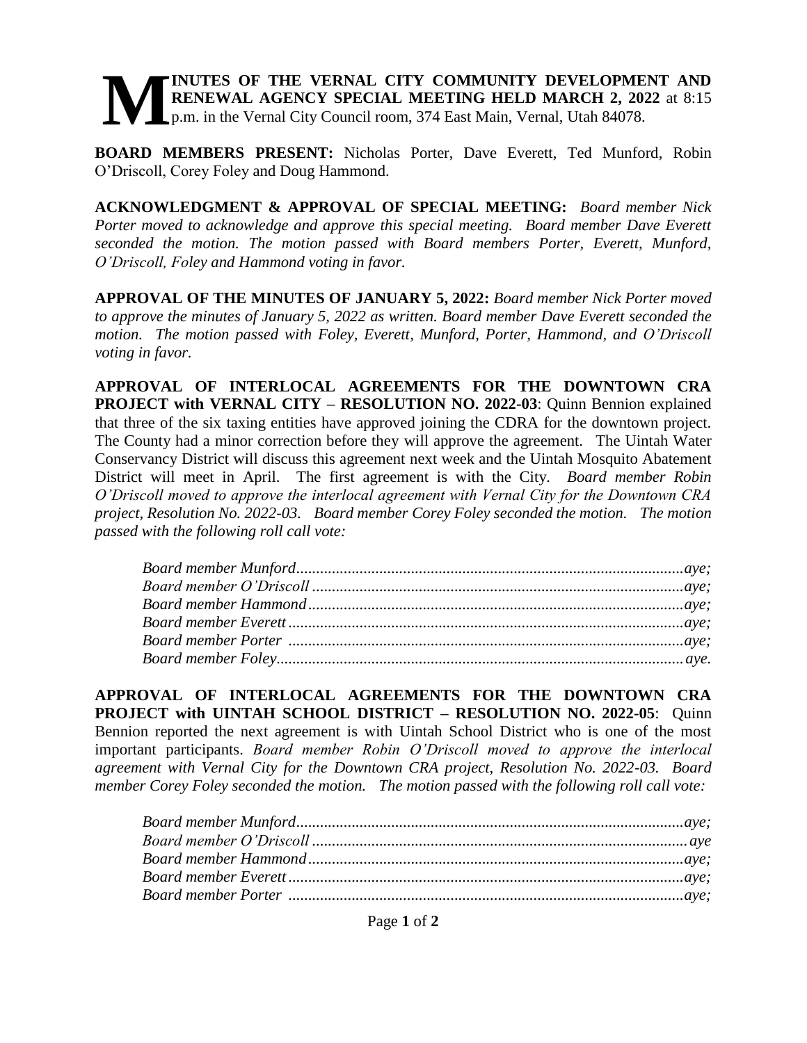**MINUTES OF THE VERNAL CITY COMMUNITY DEVELOPMENT AND RENEWAL AGENCY SPECIAL MEETING HELD MARCH 2, 2022** at 8:15 p.m. in the Vernal City Council room, 374 East Main, Vernal, Utah 84078.

**BOARD MEMBERS PRESENT:** Nicholas Porter, Dave Everett, Ted Munford, Robin O'Driscoll, Corey Foley and Doug Hammond.

**ACKNOWLEDGMENT & APPROVAL OF SPECIAL MEETING:** *Board member Nick Porter moved to acknowledge and approve this special meeting. Board member Dave Everett seconded the motion. The motion passed with Board members Porter, Everett, Munford, O'Driscoll, Foley and Hammond voting in favor.*

**APPROVAL OF THE MINUTES OF JANUARY 5, 2022:** *Board member Nick Porter moved to approve the minutes of January 5, 2022 as written. Board member Dave Everett seconded the motion. The motion passed with Foley, Everett, Munford, Porter, Hammond, and O'Driscoll voting in favor.*

**APPROVAL OF INTERLOCAL AGREEMENTS FOR THE DOWNTOWN CRA PROJECT with VERNAL CITY – RESOLUTION NO. 2022-03**: Quinn Bennion explained that three of the six taxing entities have approved joining the CDRA for the downtown project. The County had a minor correction before they will approve the agreement. The Uintah Water Conservancy District will discuss this agreement next week and the Uintah Mosquito Abatement District will meet in April. The first agreement is with the City. *Board member Robin O'Driscoll moved to approve the interlocal agreement with Vernal City for the Downtown CRA project, Resolution No. 2022-03. Board member Corey Foley seconded the motion. The motion passed with the following roll call vote:*

*Board member Munford......................................aye;*
*Board member O'Driscoll....................................aye;*
*Board member Hammond.....................................aye;*
*Board member Everett.........................................aye;*
*Board member Porter..........................................aye;*
*Board member Foley...........................................aye.*

**APPROVAL OF INTERLOCAL AGREEMENTS FOR THE DOWNTOWN CRA PROJECT with UINTAH SCHOOL DISTRICT – RESOLUTION NO. 2022-05**: Quinn Bennion reported the next agreement is with Uintah School District who is one of the most important participants. *Board member Robin O'Driscoll moved to approve the interlocal agreement with Vernal City for the Downtown CRA project, Resolution No. 2022-03. Board member Corey Foley seconded the motion. The motion passed with the following roll call vote:*

*Board member Munford......................................aye;*
*Board member O'Driscoll....................................aye*
*Board member Hammond.....................................aye;*
*Board member Everett.........................................aye;*
*Board member Porter..........................................aye;*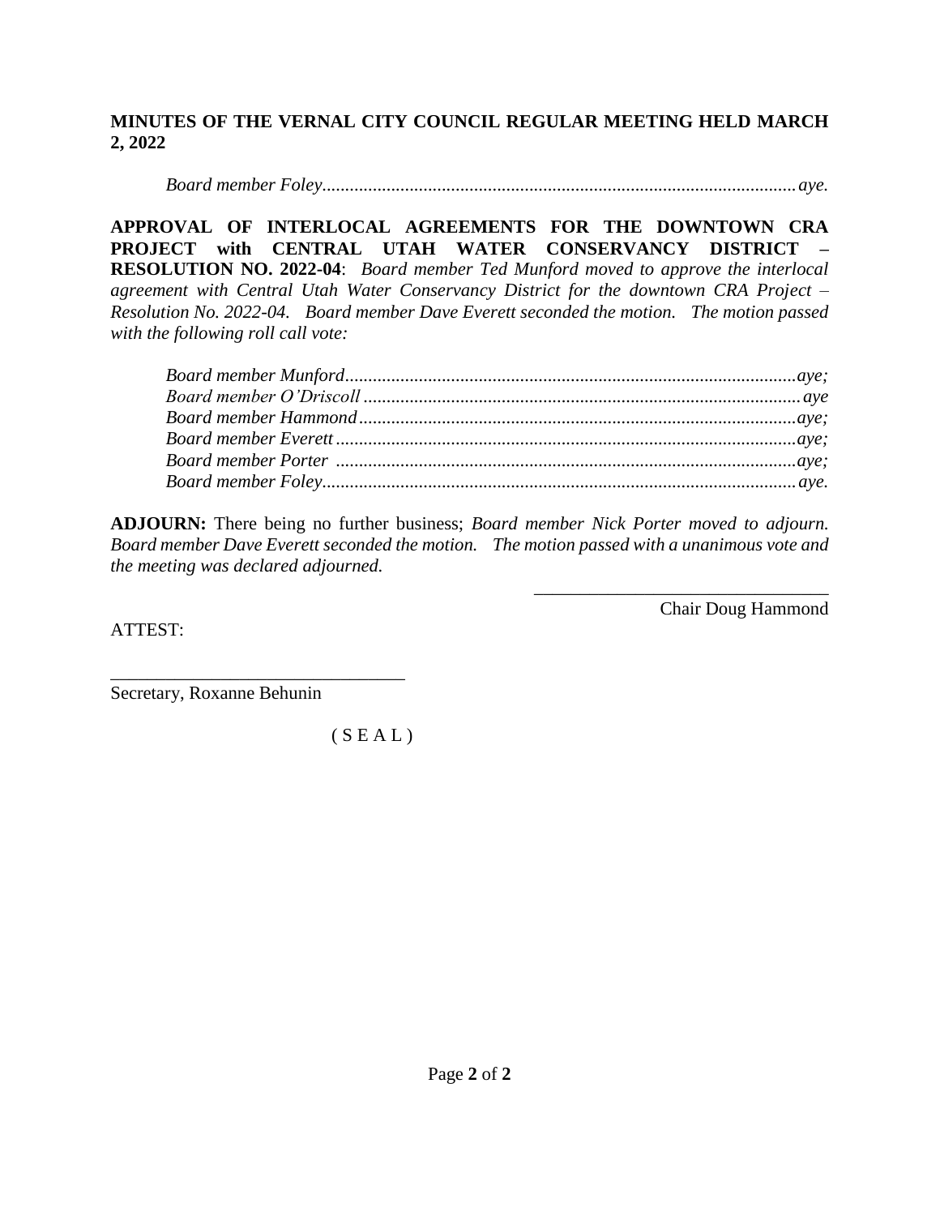**MINUTES OF THE VERNAL CITY COUNCIL REGULAR MEETING HELD MARCH 2, 2022**

*Board member Foley...................................................................................................... aye.*

**APPROVAL OF INTERLOCAL AGREEMENTS FOR THE DOWNTOWN CRA PROJECT with CENTRAL UTAH WATER CONSERVANCY DISTRICT – RESOLUTION NO. 2022-04**: *Board member Ted Munford moved to approve the interlocal agreement with Central Utah Water Conservancy District for the downtown CRA Project – Resolution No. 2022-04. Board member Dave Everett seconded the motion. The motion passed with the following roll call vote:*

*Board member Munford.................................................................................................aye;*
*Board member O'Driscoll ............................................................................................. aye*
*Board member Hammond..............................................................................................aye;*
*Board member Everett ...................................................................................................aye;*
*Board member Porter ....................................................................................................aye;*
*Board member Foley...................................................................................................... aye.*

**ADJOURN:** There being no further business; *Board member Nick Porter moved to adjourn. Board member Dave Everett seconded the motion. The motion passed with a unanimous vote and the meeting was declared adjourned.*

\_\_\_\_\_\_\_\_\_\_\_\_\_\_\_\_\_\_\_\_\_\_\_\_\_\_\_\_\_\_\_\_\_\_
Chair Doug Hammond

ATTEST:

\_\_\_\_\_\_\_\_\_\_\_\_\_\_\_\_\_\_\_\_\_\_\_\_\_\_\_\_\_\_\_\_\_\_
Secretary, Roxanne Behunin

( S E A L )